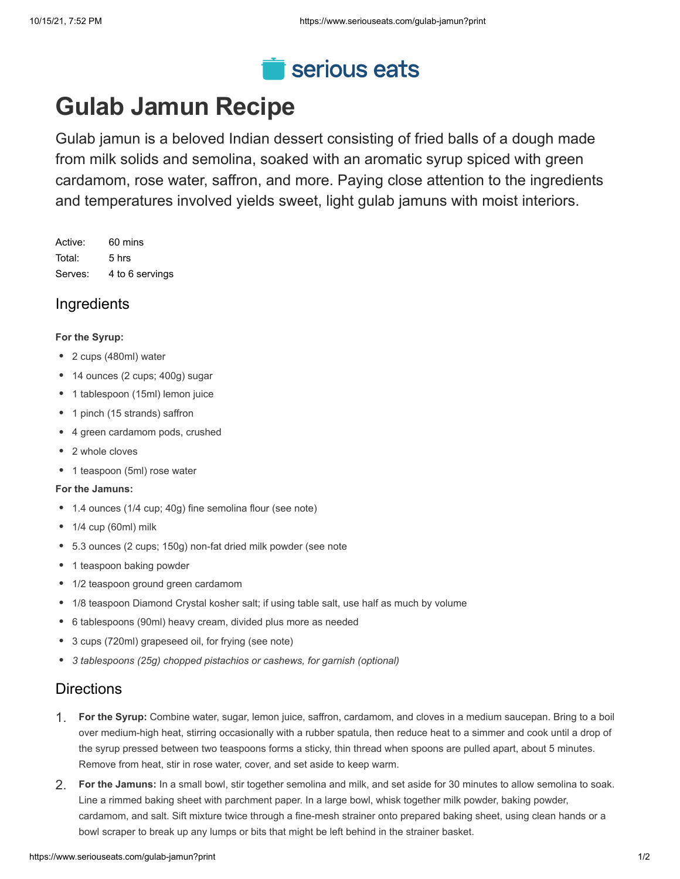serious eats

# Gulab Jamun Recipe

Gulab jamun is a beloved Indian dessert consisting of fried balls of a dough made from milk solids and semolina, soaked with an aromatic syrup spiced with green cardamom, rose water, saffron, and more. Paying close attention to the ingredients and temperatures involved yields sweet, light gulab jamuns with moist interiors.

| | |
|---|---|
| Active: | 60 mins |
| Total: | 5 hrs |
| Serves: | 4 to 6 servings |

## Ingredients

**For the Syrup:**

- 2 cups (480ml) water
- 14 ounces (2 cups; 400g) sugar
- 1 tablespoon (15ml) lemon juice
- 1 pinch (15 strands) saffron
- 4 green cardamom pods, crushed
- 2 whole cloves
- 1 teaspoon (5ml) rose water

**For the Jamuns:**

- 1.4 ounces (1/4 cup; 40g) fine semolina flour (see note)
- 1/4 cup (60ml) milk
- 5.3 ounces (2 cups; 150g) non-fat dried milk powder (see note
- 1 teaspoon baking powder
- 1/2 teaspoon ground green cardamom
- 1/8 teaspoon Diamond Crystal kosher salt; if using table salt, use half as much by volume
- 6 tablespoons (90ml) heavy cream, divided plus more as needed
- 3 cups (720ml) grapeseed oil, for frying (see note)
- *3 tablespoons (25g) chopped pistachios or cashews, for garnish (optional)*

## Directions

1. **For the Syrup:** Combine water, sugar, lemon juice, saffron, cardamom, and cloves in a medium saucepan. Bring to a boil over medium-high heat, stirring occasionally with a rubber spatula, then reduce heat to a simmer and cook until a drop of the syrup pressed between two teaspoons forms a sticky, thin thread when spoons are pulled apart, about 5 minutes. Remove from heat, stir in rose water, cover, and set aside to keep warm.
2. **For the Jamuns:** In a small bowl, stir together semolina and milk, and set aside for 30 minutes to allow semolina to soak. Line a rimmed baking sheet with parchment paper. In a large bowl, whisk together milk powder, baking powder, cardamom, and salt. Sift mixture twice through a fine-mesh strainer onto prepared baking sheet, using clean hands or a bowl scraper to break up any lumps or bits that might be left behind in the strainer basket.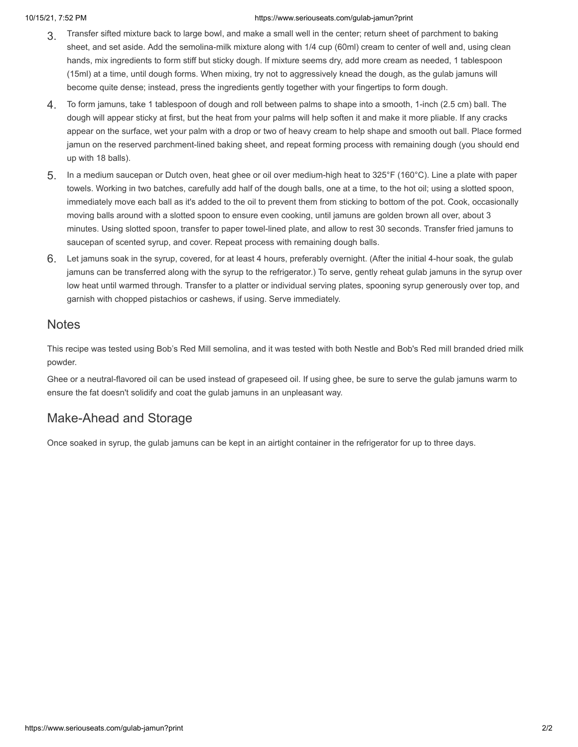3. Transfer sifted mixture back to large bowl, and make a small well in the center; return sheet of parchment to baking sheet, and set aside. Add the semolina-milk mixture along with 1/4 cup (60ml) cream to center of well and, using clean hands, mix ingredients to form stiff but sticky dough. If mixture seems dry, add more cream as needed, 1 tablespoon (15ml) at a time, until dough forms. When mixing, try not to aggressively knead the dough, as the gulab jamuns will become quite dense; instead, press the ingredients gently together with your fingertips to form dough.
4. To form jamuns, take 1 tablespoon of dough and roll between palms to shape into a smooth, 1-inch (2.5 cm) ball. The dough will appear sticky at first, but the heat from your palms will help soften it and make it more pliable. If any cracks appear on the surface, wet your palm with a drop or two of heavy cream to help shape and smooth out ball. Place formed jamun on the reserved parchment-lined baking sheet, and repeat forming process with remaining dough (you should end up with 18 balls).
5. In a medium saucepan or Dutch oven, heat ghee or oil over medium-high heat to 325°F (160°C). Line a plate with paper towels. Working in two batches, carefully add half of the dough balls, one at a time, to the hot oil; using a slotted spoon, immediately move each ball as it's added to the oil to prevent them from sticking to bottom of the pot. Cook, occasionally moving balls around with a slotted spoon to ensure even cooking, until jamuns are golden brown all over, about 3 minutes. Using slotted spoon, transfer to paper towel-lined plate, and allow to rest 30 seconds. Transfer fried jamuns to saucepan of scented syrup, and cover. Repeat process with remaining dough balls.
6. Let jamuns soak in the syrup, covered, for at least 4 hours, preferably overnight. (After the initial 4-hour soak, the gulab jamuns can be transferred along with the syrup to the refrigerator.) To serve, gently reheat gulab jamuns in the syrup over low heat until warmed through. Transfer to a platter or individual serving plates, spooning syrup generously over top, and garnish with chopped pistachios or cashews, if using. Serve immediately.

## Notes

This recipe was tested using Bob's Red Mill semolina, and it was tested with both Nestle and Bob's Red mill branded dried milk powder.

Ghee or a neutral-flavored oil can be used instead of grapeseed oil. If using ghee, be sure to serve the gulab jamuns warm to ensure the fat doesn't solidify and coat the gulab jamuns in an unpleasant way.

## Make-Ahead and Storage

Once soaked in syrup, the gulab jamuns can be kept in an airtight container in the refrigerator for up to three days.